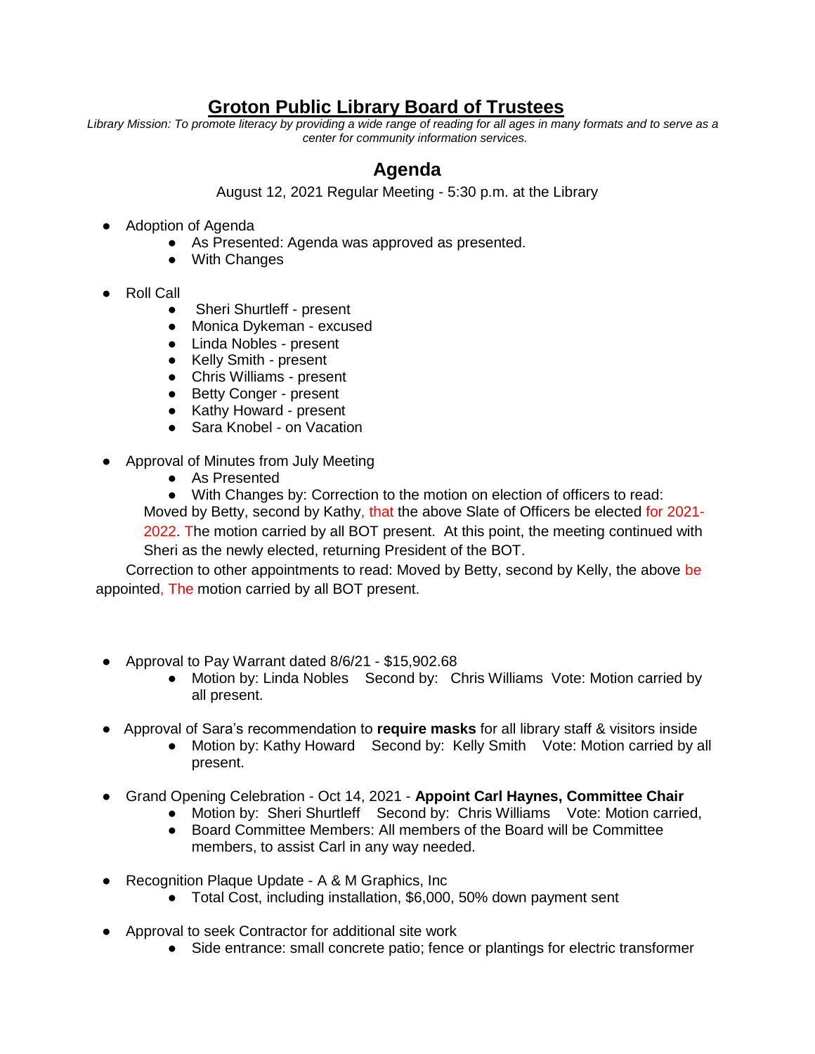# Groton Public Library Board of Trustees

*Library Mission: To promote literacy by providing a wide range of reading for all ages in many formats and to serve as a center for community information services.*

## Agenda

August 12, 2021 Regular Meeting - 5:30 p.m. at the Library

- Adoption of Agenda
  - As Presented: Agenda was approved as presented.
  - With Changes
- Roll Call
  - Sheri Shurtleff - present
  - Monica Dykeman - excused
  - Linda Nobles - present
  - Kelly Smith - present
  - Chris Williams - present
  - Betty Conger - present
  - Kathy Howard - present
  - Sara Knobel - on Vacation
- Approval of Minutes from July Meeting
  - As Presented
  - With Changes by: Correction to the motion on election of officers to read:

    Moved by Betty, second by Kathy, that the above Slate of Officers be elected for 2021-2022. The motion carried by all BOT present. At this point, the meeting continued with Sheri as the newly elected, returning President of the BOT.

  Correction to other appointments to read: Moved by Betty, second by Kelly, the above be appointed, The motion carried by all BOT present.

- Approval to Pay Warrant dated 8/6/21 - $15,902.68
  - Motion by: Linda Nobles Second by: Chris Williams Vote: Motion carried by all present.
- Approval of Sara's recommendation to **require masks** for all library staff & visitors inside
  - Motion by: Kathy Howard Second by: Kelly Smith Vote: Motion carried by all present.
- Grand Opening Celebration - Oct 14, 2021 - **Appoint Carl Haynes, Committee Chair**
  - Motion by: Sheri Shurtleff Second by: Chris Williams Vote: Motion carried,
  - Board Committee Members: All members of the Board will be Committee members, to assist Carl in any way needed.
- Recognition Plaque Update - A & M Graphics, Inc
  - Total Cost, including installation, $6,000, 50% down payment sent
- Approval to seek Contractor for additional site work
  - Side entrance: small concrete patio; fence or plantings for electric transformer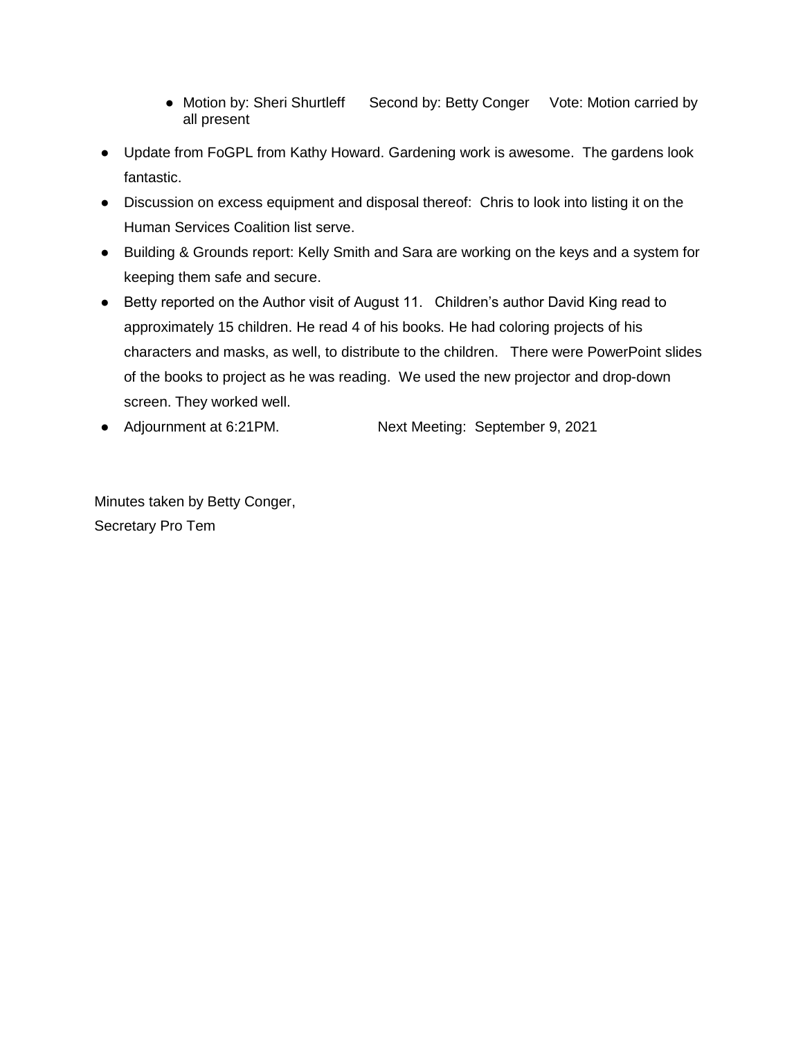- Motion by: Sheri Shurtleff     Second by: Betty Conger     Vote: Motion carried by all present

- Update from FoGPL from Kathy Howard. Gardening work is awesome. The gardens look fantastic.
- Discussion on excess equipment and disposal thereof: Chris to look into listing it on the Human Services Coalition list serve.
- Building & Grounds report: Kelly Smith and Sara are working on the keys and a system for keeping them safe and secure.
- Betty reported on the Author visit of August 11. Children's author David King read to approximately 15 children. He read 4 of his books. He had coloring projects of his characters and masks, as well, to distribute to the children. There were PowerPoint slides of the books to project as he was reading. We used the new projector and drop-down screen. They worked well.
- Adjournment at 6:21PM.     Next Meeting: September 9, 2021

Minutes taken by Betty Conger,
Secretary Pro Tem